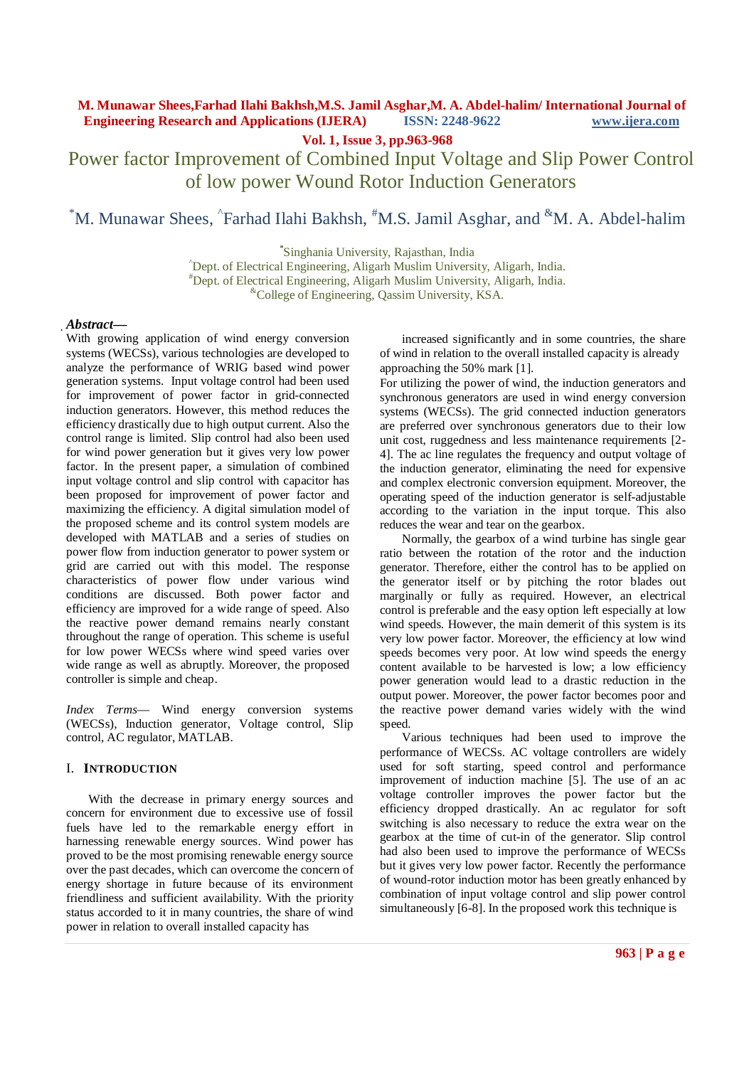# Power factor Improvement of Combined Input Voltage and Slip Power Control of low power Wound Rotor Induction Generators

[*]M. Munawar Shees, [^]Farhad Ilahi Bakhsh, [#]M.S. Jamil Asghar, and [&]M. A. Abdel-halim

[*]Singhania University, Rajasthan, India
[^]Dept. of Electrical Engineering, Aligarh Muslim University, Aligarh, India.
[#]Dept. of Electrical Engineering, Aligarh Muslim University, Aligarh, India.
[&]College of Engineering, Qassim University, KSA.

***Abstract***— With growing application of wind energy conversion systems (WECSs), various technologies are developed to analyze the performance of WRIG based wind power generation systems. Input voltage control had been used for improvement of power factor in grid-connected induction generators. However, this method reduces the efficiency drastically due to high output current. Also the control range is limited. Slip control had also been used for wind power generation but it gives very low power factor. In the present paper, a simulation of combined input voltage control and slip control with capacitor has been proposed for improvement of power factor and maximizing the efficiency. A digital simulation model of the proposed scheme and its control system models are developed with MATLAB and a series of studies on power flow from induction generator to power system or grid are carried out with this model. The response characteristics of power flow under various wind conditions are discussed. Both power factor and efficiency are improved for a wide range of speed. Also the reactive power demand remains nearly constant throughout the range of operation. This scheme is useful for low power WECSs where wind speed varies over wide range as well as abruptly. Moreover, the proposed controller is simple and cheap.

*Index Terms*— Wind energy conversion systems (WECSs), Induction generator, Voltage control, Slip control, AC regulator, MATLAB.

## I. Introduction

With the decrease in primary energy sources and concern for environment due to excessive use of fossil fuels have led to the remarkable energy effort in harnessing renewable energy sources. Wind power has proved to be the most promising renewable energy source over the past decades, which can overcome the concern of energy shortage in future because of its environment friendliness and sufficient availability. With the priority status accorded to it in many countries, the share of wind power in relation to overall installed capacity has increased significantly and in some countries, the share of wind in relation to the overall installed capacity is already approaching the 50% mark [1].

For utilizing the power of wind, the induction generators and synchronous generators are used in wind energy conversion systems (WECSs). The grid connected induction generators are preferred over synchronous generators due to their low unit cost, ruggedness and less maintenance requirements [2-4]. The ac line regulates the frequency and output voltage of the induction generator, eliminating the need for expensive and complex electronic conversion equipment. Moreover, the operating speed of the induction generator is self-adjustable according to the variation in the input torque. This also reduces the wear and tear on the gearbox.

Normally, the gearbox of a wind turbine has single gear ratio between the rotation of the rotor and the induction generator. Therefore, either the control has to be applied on the generator itself or by pitching the rotor blades out marginally or fully as required. However, an electrical control is preferable and the easy option left especially at low wind speeds. However, the main demerit of this system is its very low power factor. Moreover, the efficiency at low wind speeds becomes very poor. At low wind speeds the energy content available to be harvested is low; a low efficiency power generation would lead to a drastic reduction in the output power. Moreover, the power factor becomes poor and the reactive power demand varies widely with the wind speed.

Various techniques had been used to improve the performance of WECSs. AC voltage controllers are widely used for soft starting, speed control and performance improvement of induction machine [5]. The use of an ac voltage controller improves the power factor but the efficiency dropped drastically. An ac regulator for soft switching is also necessary to reduce the extra wear on the gearbox at the time of cut-in of the generator. Slip control had also been used to improve the performance of WECSs but it gives very low power factor. Recently the performance of wound-rotor induction motor has been greatly enhanced by combination of input voltage control and slip power control simultaneously [6-8]. In the proposed work this technique is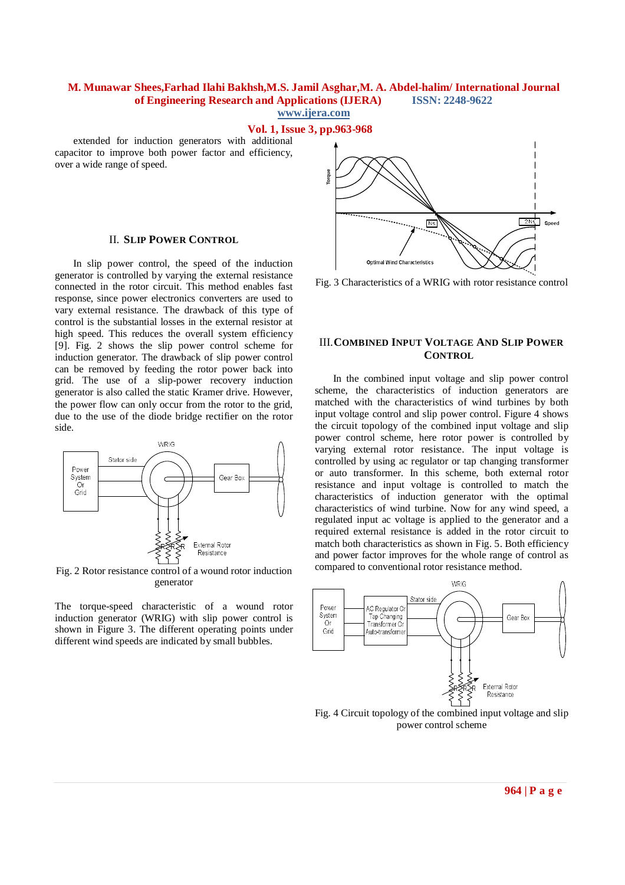extended for induction generators with additional capacitor to improve both power factor and efficiency, over a wide range of speed.

## II. Slip Power Control

In slip power control, the speed of the induction generator is controlled by varying the external resistance connected in the rotor circuit. This method enables fast response, since power electronics converters are used to vary external resistance. The drawback of this type of control is the substantial losses in the external resistor at high speed. This reduces the overall system efficiency [9]. Fig. 2 shows the slip power control scheme for induction generator. The drawback of slip power control can be removed by feeding the rotor power back into grid. The use of a slip-power recovery induction generator is also called the static Kramer drive. However, the power flow can only occur from the rotor to the grid, due to the use of the diode bridge rectifier on the rotor side.

Fig. 2 Rotor resistance control of a wound rotor induction generator

The torque-speed characteristic of a wound rotor induction generator (WRIG) with slip power control is shown in Figure 3. The different operating points under different wind speeds are indicated by small bubbles.

Fig. 3 Characteristics of a WRIG with rotor resistance control

## III. Combined Input Voltage And Slip Power Control

In the combined input voltage and slip power control scheme, the characteristics of induction generators are matched with the characteristics of wind turbines by both input voltage control and slip power control. Figure 4 shows the circuit topology of the combined input voltage and slip power control scheme, here rotor power is controlled by varying external rotor resistance. The input voltage is controlled by using ac regulator or tap changing transformer or auto transformer. In this scheme, both external rotor resistance and input voltage is controlled to match the characteristics of induction generator with the optimal characteristics of wind turbine. Now for any wind speed, a regulated input ac voltage is applied to the generator and a required external resistance is added in the rotor circuit to match both characteristics as shown in Fig. 5. Both efficiency and power factor improves for the whole range of control as compared to conventional rotor resistance method.

Fig. 4 Circuit topology of the combined input voltage and slip power control scheme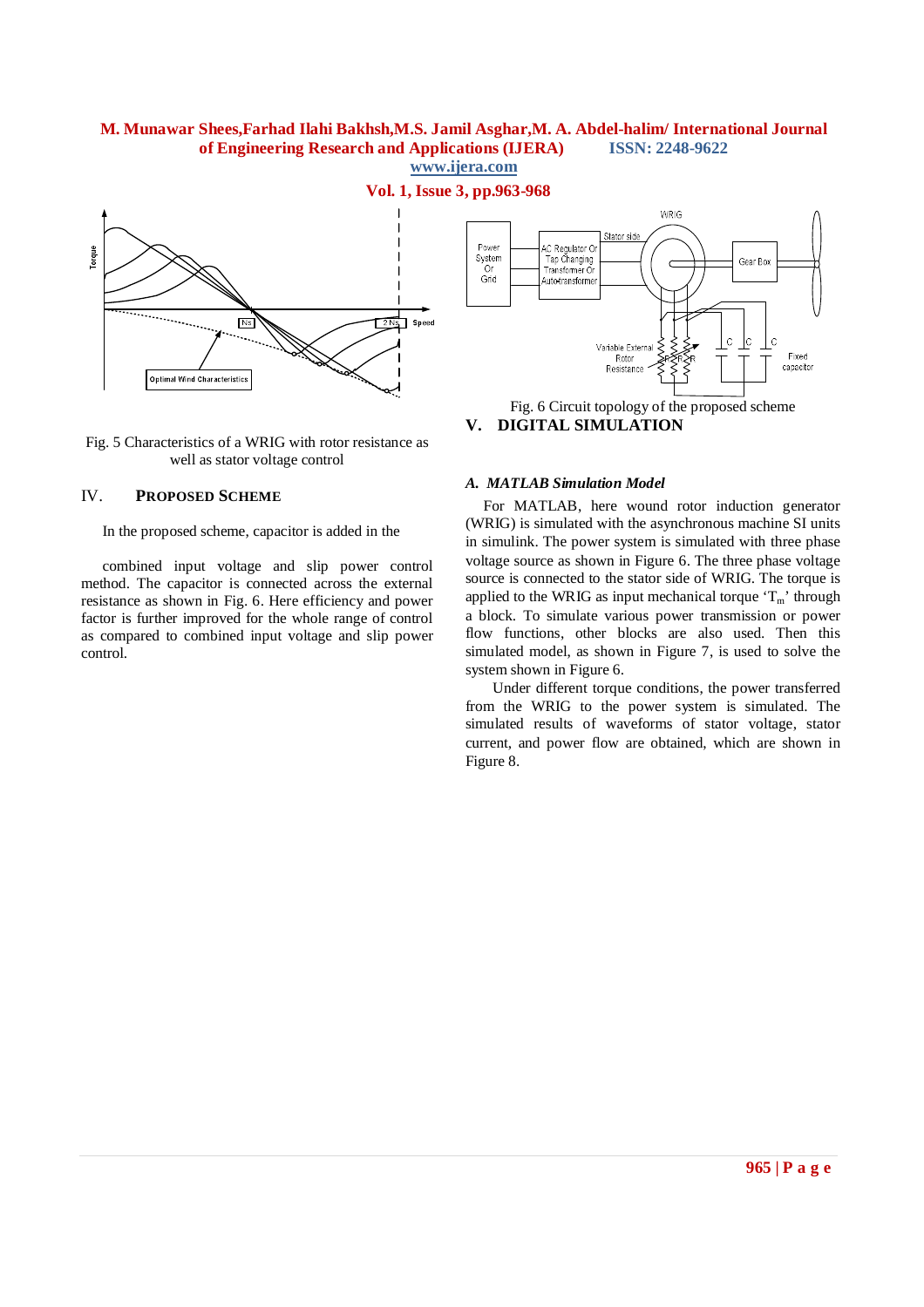Fig. 5 Characteristics of a WRIG with rotor resistance as well as stator voltage control

## IV. PROPOSED SCHEME

In the proposed scheme, capacitor is added in the

combined input voltage and slip power control method. The capacitor is connected across the external resistance as shown in Fig. 6. Here efficiency and power factor is further improved for the whole range of control as compared to combined input voltage and slip power control.

Fig. 6 Circuit topology of the proposed scheme

## V. DIGITAL SIMULATION

### *A. MATLAB Simulation Model*

For MATLAB, here wound rotor induction generator (WRIG) is simulated with the asynchronous machine SI units in simulink. The power system is simulated with three phase voltage source as shown in Figure 6. The three phase voltage source is connected to the stator side of WRIG. The torque is applied to the WRIG as input mechanical torque '$T_m$' through a block. To simulate various power transmission or power flow functions, other blocks are also used. Then this simulated model, as shown in Figure 7, is used to solve the system shown in Figure 6.

Under different torque conditions, the power transferred from the WRIG to the power system is simulated. The simulated results of waveforms of stator voltage, stator current, and power flow are obtained, which are shown in Figure 8.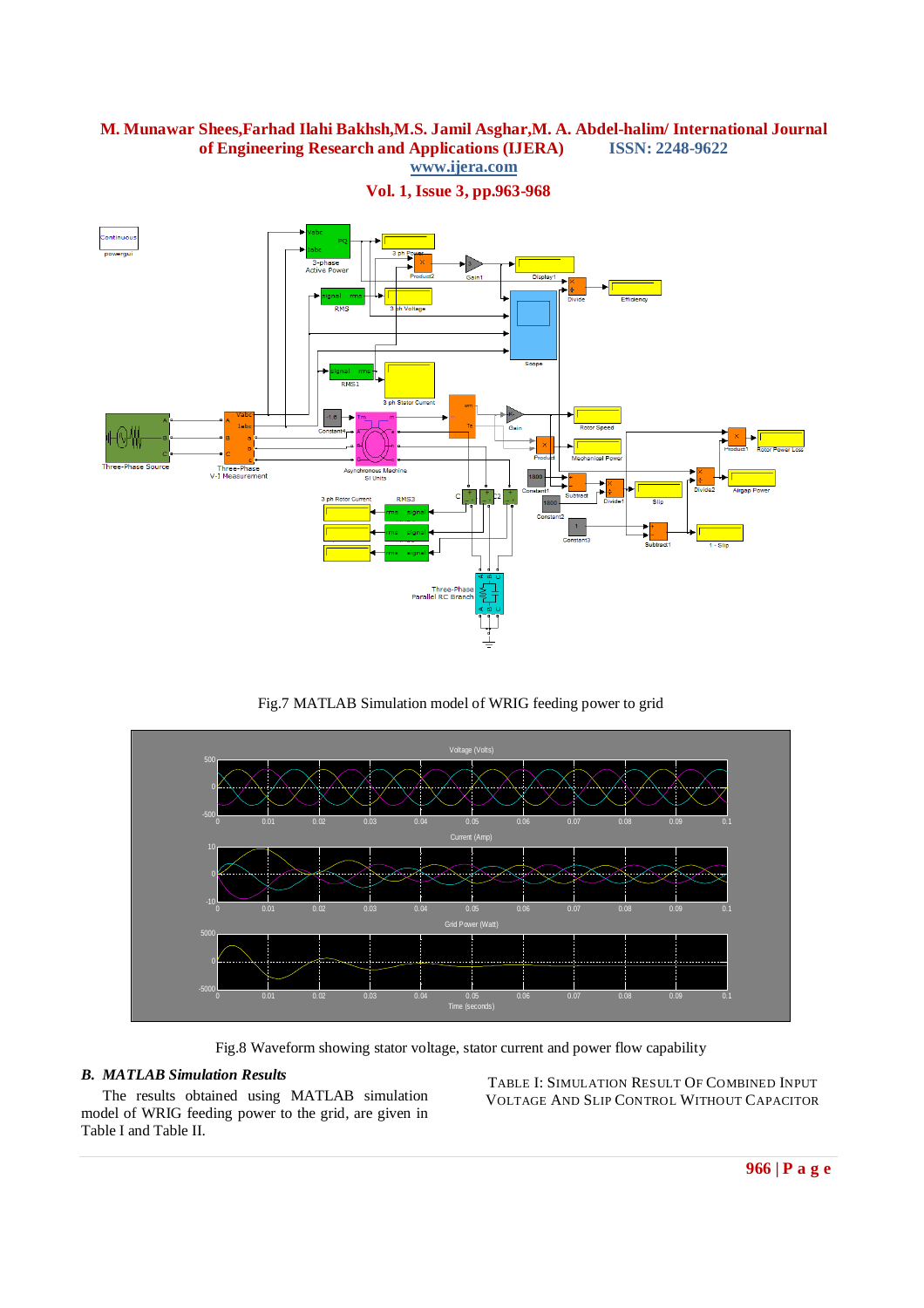Fig.7 MATLAB Simulation model of WRIG feeding power to grid

Fig.8 Waveform showing stator voltage, stator current and power flow capability

### *B. MATLAB Simulation Results*

The results obtained using MATLAB simulation model of WRIG feeding power to the grid, are given in Table I and Table II.

TABLE I: SIMULATION RESULT OF COMBINED INPUT VOLTAGE AND SLIP CONTROL WITHOUT CAPACITOR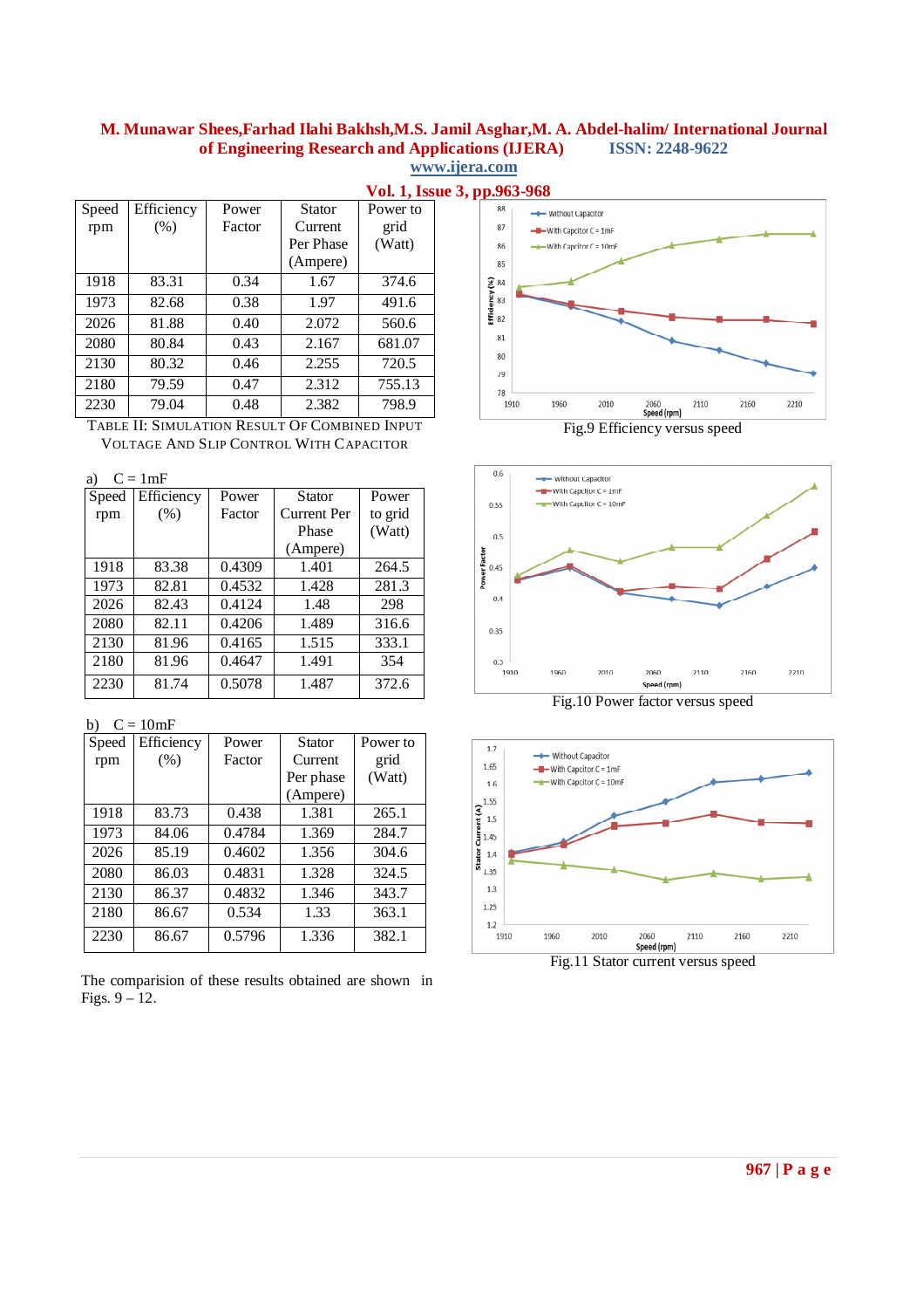| Speed rpm | Efficiency (%) | Power Factor | Stator Current Per Phase (Ampere) | Power to grid (Watt) |
|---|---|---|---|---|
| 1918 | 83.31 | 0.34 | 1.67 | 374.6 |
| 1973 | 82.68 | 0.38 | 1.97 | 491.6 |
| 2026 | 81.88 | 0.40 | 2.072 | 560.6 |
| 2080 | 80.84 | 0.43 | 2.167 | 681.07 |
| 2130 | 80.32 | 0.46 | 2.255 | 720.5 |
| 2180 | 79.59 | 0.47 | 2.312 | 755.13 |
| 2230 | 79.04 | 0.48 | 2.382 | 798.9 |

TABLE II: SIMULATION RESULT OF COMBINED INPUT VOLTAGE AND SLIP CONTROL WITH CAPACITOR

a) C = 1mF

| Speed rpm | Efficiency (%) | Power Factor | Stator Current Per Phase (Ampere) | Power to grid (Watt) |
|---|---|---|---|---|
| 1918 | 83.38 | 0.4309 | 1.401 | 264.5 |
| 1973 | 82.81 | 0.4532 | 1.428 | 281.3 |
| 2026 | 82.43 | 0.4124 | 1.48 | 298 |
| 2080 | 82.11 | 0.4206 | 1.489 | 316.6 |
| 2130 | 81.96 | 0.4165 | 1.515 | 333.1 |
| 2180 | 81.96 | 0.4647 | 1.491 | 354 |
| 2230 | 81.74 | 0.5078 | 1.487 | 372.6 |

b) C = 10mF

| Speed rpm | Efficiency (%) | Power Factor | Stator Current Per phase (Ampere) | Power to grid (Watt) |
|---|---|---|---|---|
| 1918 | 83.73 | 0.438 | 1.381 | 265.1 |
| 1973 | 84.06 | 0.4784 | 1.369 | 284.7 |
| 2026 | 85.19 | 0.4602 | 1.356 | 304.6 |
| 2080 | 86.03 | 0.4831 | 1.328 | 324.5 |
| 2130 | 86.37 | 0.4832 | 1.346 | 343.7 |
| 2180 | 86.67 | 0.534 | 1.33 | 363.1 |
| 2230 | 86.67 | 0.5796 | 1.336 | 382.1 |

The comparision of these results obtained are shown in Figs. 9 – 12.

Fig.9 Efficiency versus speed

Fig.10 Power factor versus speed

Fig.11 Stator current versus speed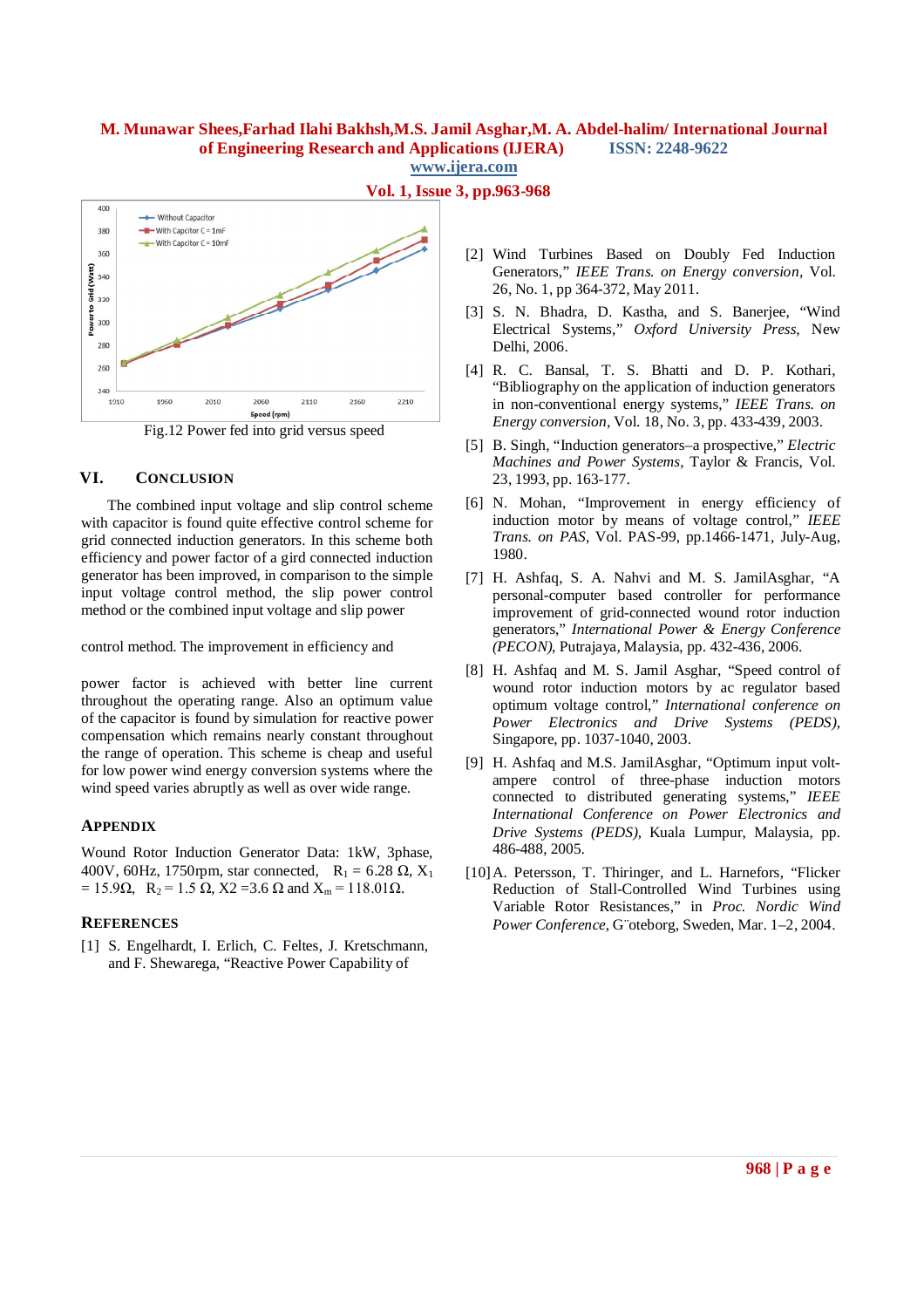400

380

360

340

320

300

280

260

240

1910 1960 2010 2060 2110 2160 2210

Power to Grid (Watt)

Speed (rpm)

Without Capacitor

With Capcitor C = 1mF

With Capcitor C = 10mF

Fig.12 Power fed into grid versus speed

## VI. CONCLUSION

The combined input voltage and slip control scheme with capacitor is found quite effective control scheme for grid connected induction generators. In this scheme both efficiency and power factor of a gird connected induction generator has been improved, in comparison to the simple input voltage control method, the slip power control method or the combined input voltage and slip power control method. The improvement in efficiency and power factor is achieved with better line current throughout the operating range. Also an optimum value of the capacitor is found by simulation for reactive power compensation which remains nearly constant throughout the range of operation. This scheme is cheap and useful for low power wind energy conversion systems where the wind speed varies abruptly as well as over wide range.

## APPENDIX

Wound Rotor Induction Generator Data: 1kW, 3phase, 400V, 60Hz, 1750rpm, star connected, $R_1 = 6.28\ \Omega$, $X_1 = 15.9\Omega$, $R_2 = 1.5\ \Omega$, $X2 = 3.6\ \Omega$ and $X_m = 118.01\Omega$.

## REFERENCES

[1] S. Engelhardt, I. Erlich, C. Feltes, J. Kretschmann, and F. Shewarega, "Reactive Power Capability of Wind Turbines Based on Doubly Fed Induction Generators," *IEEE Trans. on Energy conversion*, Vol. 26, No. 1, pp 364-372, May 2011.

[3] S. N. Bhadra, D. Kastha, and S. Banerjee, "Wind Electrical Systems," *Oxford University Press*, New Delhi, 2006.

[4] R. C. Bansal, T. S. Bhatti and D. P. Kothari, "Bibliography on the application of induction generators in non-conventional energy systems," *IEEE Trans. on Energy conversion*, Vol. 18, No. 3, pp. 433-439, 2003.

[5] B. Singh, "Induction generators–a prospective," *Electric Machines and Power Systems*, Taylor & Francis, Vol. 23, 1993, pp. 163-177.

[6] N. Mohan, "Improvement in energy efficiency of induction motor by means of voltage control," *IEEE Trans. on PAS*, Vol. PAS-99, pp.1466-1471, July-Aug, 1980.

[7] H. Ashfaq, S. A. Nahvi and M. S. JamilAsghar, "A personal-computer based controller for performance improvement of grid-connected wound rotor induction generators," *International Power & Energy Conference (PECON)*, Putrajaya, Malaysia, pp. 432-436, 2006.

[8] H. Ashfaq and M. S. Jamil Asghar, "Speed control of wound rotor induction motors by ac regulator based optimum voltage control," *International conference on Power Electronics and Drive Systems (PEDS)*, Singapore, pp. 1037-1040, 2003.

[9] H. Ashfaq and M.S. JamilAsghar, "Optimum input volt-ampere control of three-phase induction motors connected to distributed generating systems," *IEEE International Conference on Power Electronics and Drive Systems (PEDS)*, Kuala Lumpur, Malaysia, pp. 486-488, 2005.

[10] A. Petersson, T. Thiringer, and L. Harnefors, "Flicker Reduction of Stall-Controlled Wind Turbines using Variable Rotor Resistances," in *Proc. Nordic Wind Power Conference*, G¨oteborg, Sweden, Mar. 1–2, 2004.